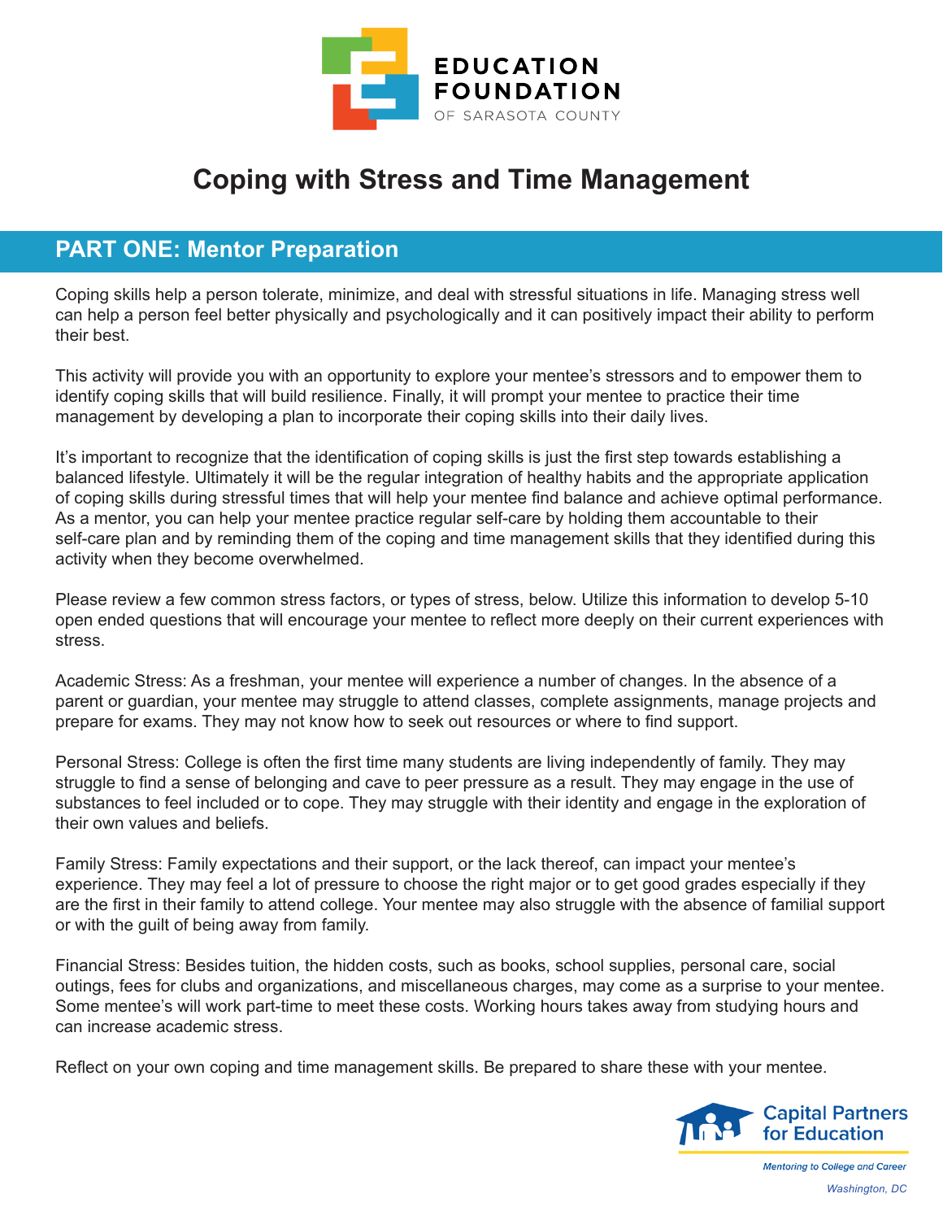EDUCATION FOUNDATION OF SARASOTA COUNTY

# Coping with Stress and Time Management

## PART ONE: Mentor Preparation

Coping skills help a person tolerate, minimize, and deal with stressful situations in life. Managing stress well can help a person feel better physically and psychologically and it can positively impact their ability to perform their best.

This activity will provide you with an opportunity to explore your mentee's stressors and to empower them to identify coping skills that will build resilience. Finally, it will prompt your mentee to practice their time management by developing a plan to incorporate their coping skills into their daily lives.

It's important to recognize that the identification of coping skills is just the first step towards establishing a balanced lifestyle. Ultimately it will be the regular integration of healthy habits and the appropriate application of coping skills during stressful times that will help your mentee find balance and achieve optimal performance. As a mentor, you can help your mentee practice regular self-care by holding them accountable to their self-care plan and by reminding them of the coping and time management skills that they identified during this activity when they become overwhelmed.

Please review a few common stress factors, or types of stress, below. Utilize this information to develop 5-10 open ended questions that will encourage your mentee to reflect more deeply on their current experiences with stress.

Academic Stress: As a freshman, your mentee will experience a number of changes. In the absence of a parent or guardian, your mentee may struggle to attend classes, complete assignments, manage projects and prepare for exams. They may not know how to seek out resources or where to find support.

Personal Stress: College is often the first time many students are living independently of family. They may struggle to find a sense of belonging and cave to peer pressure as a result. They may engage in the use of substances to feel included or to cope. They may struggle with their identity and engage in the exploration of their own values and beliefs.

Family Stress: Family expectations and their support, or the lack thereof, can impact your mentee's experience. They may feel a lot of pressure to choose the right major or to get good grades especially if they are the first in their family to attend college. Your mentee may also struggle with the absence of familial support or with the guilt of being away from family.

Financial Stress: Besides tuition, the hidden costs, such as books, school supplies, personal care, social outings, fees for clubs and organizations, and miscellaneous charges, may come as a surprise to your mentee. Some mentee's will work part-time to meet these costs. Working hours takes away from studying hours and can increase academic stress.

Reflect on your own coping and time management skills. Be prepared to share these with your mentee.

Capital Partners for Education

*Mentoring to College and Career*

*Washington, DC*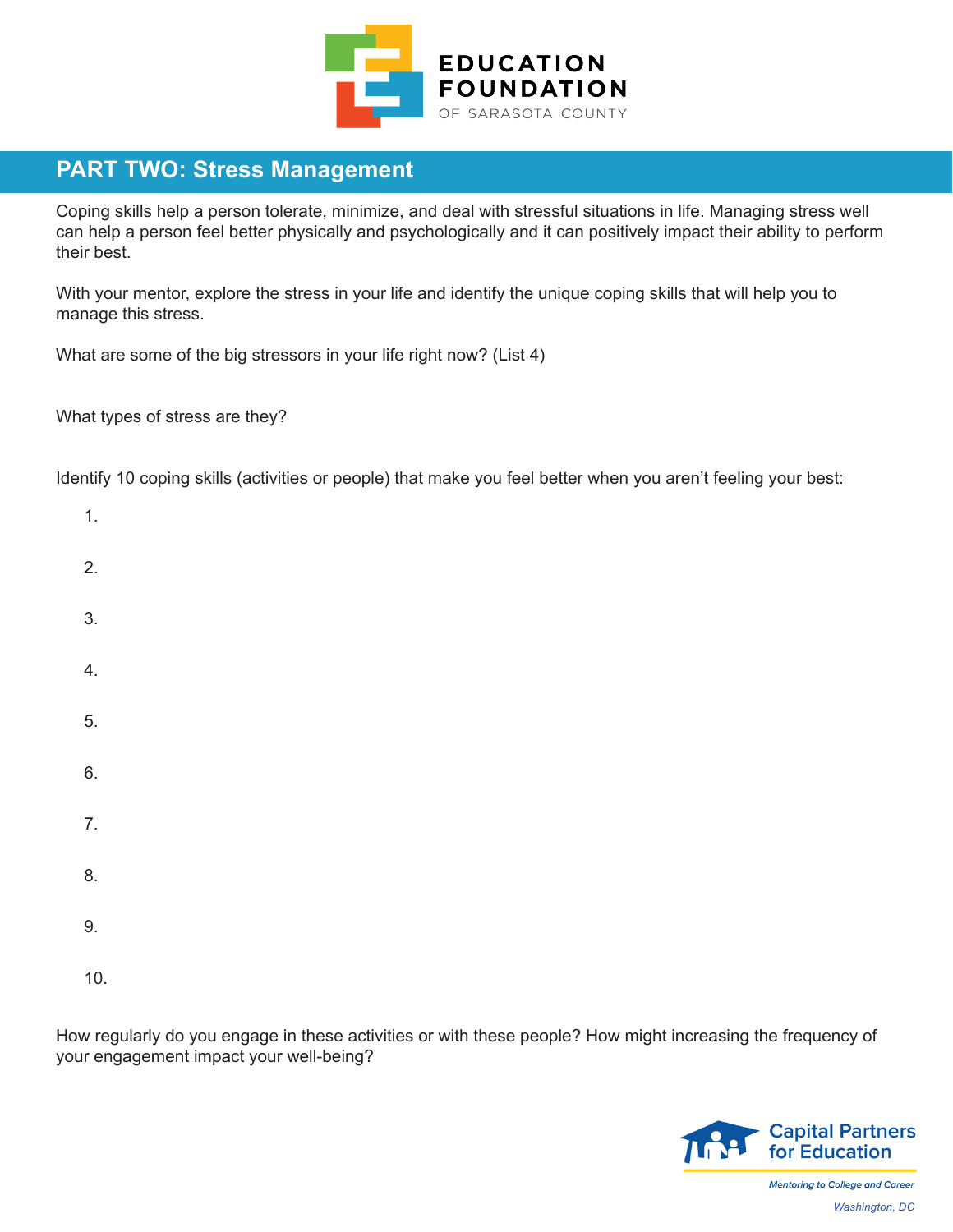## PART TWO: Stress Management

Coping skills help a person tolerate, minimize, and deal with stressful situations in life. Managing stress well can help a person feel better physically and psychologically and it can positively impact their ability to perform their best.

With your mentor, explore the stress in your life and identify the unique coping skills that will help you to manage this stress.

What are some of the big stressors in your life right now? (List 4)

What types of stress are they?

Identify 10 coping skills (activities or people) that make you feel better when you aren't feeling your best:

1.
2.
3.
4.
5.
6.
7.
8.
9.
10.

How regularly do you engage in these activities or with these people? How might increasing the frequency of your engagement impact your well-being?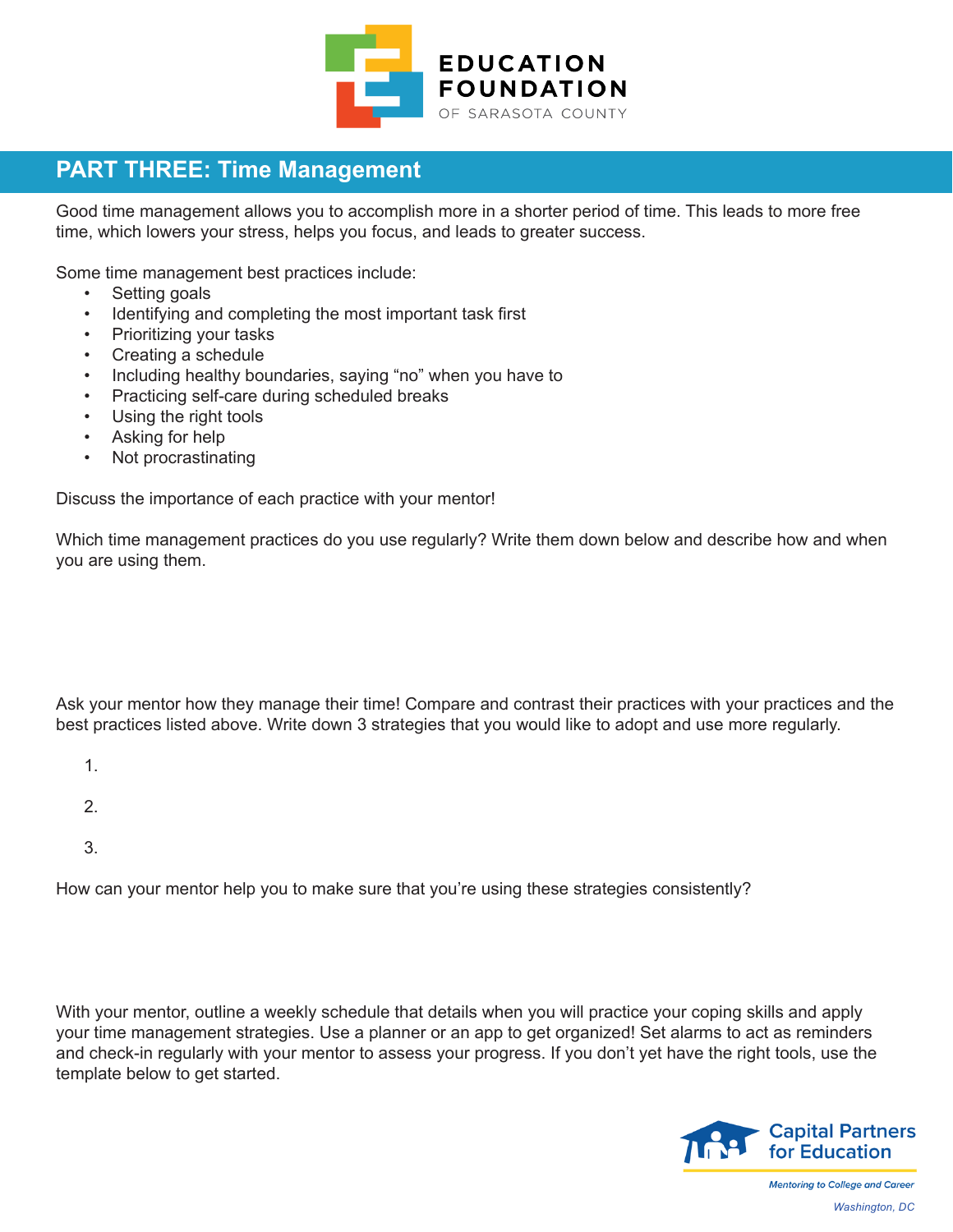## PART THREE: Time Management

Good time management allows you to accomplish more in a shorter period of time. This leads to more free time, which lowers your stress, helps you focus, and leads to greater success.

Some time management best practices include:

- Setting goals
- Identifying and completing the most important task first
- Prioritizing your tasks
- Creating a schedule
- Including healthy boundaries, saying "no" when you have to
- Practicing self-care during scheduled breaks
- Using the right tools
- Asking for help
- Not procrastinating

Discuss the importance of each practice with your mentor!

Which time management practices do you use regularly? Write them down below and describe how and when you are using them.

Ask your mentor how they manage their time! Compare and contrast their practices with your practices and the best practices listed above. Write down 3 strategies that you would like to adopt and use more regularly.

1.
2.
3.

How can your mentor help you to make sure that you're using these strategies consistently?

With your mentor, outline a weekly schedule that details when you will practice your coping skills and apply your time management strategies. Use a planner or an app to get organized! Set alarms to act as reminders and check-in regularly with your mentor to assess your progress. If you don't yet have the right tools, use the template below to get started.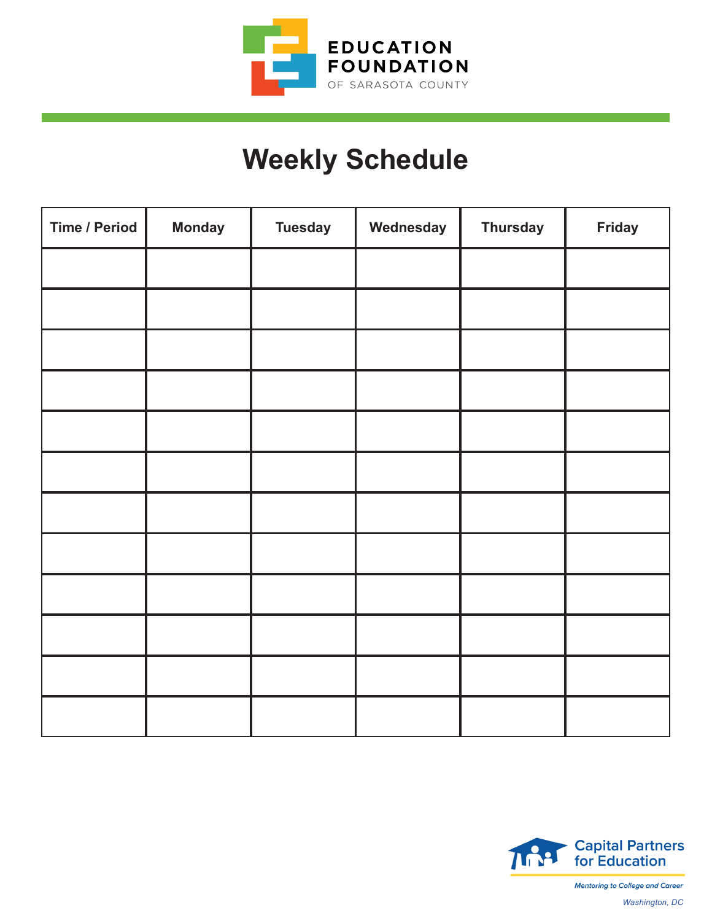EDUCATION FOUNDATION OF SARASOTA COUNTY

# Weekly Schedule

| Time / Period | Monday | Tuesday | Wednesday | Thursday | Friday |
|---|---|---|---|---|---|
| | | | | | |
| | | | | | |
| | | | | | |
| | | | | | |
| | | | | | |
| | | | | | |
| | | | | | |
| | | | | | |
| | | | | | |
| | | | | | |
| | | | | | |
| | | | | | |

Capital Partners for Education

*Mentoring to College and Career*

*Washington, DC*